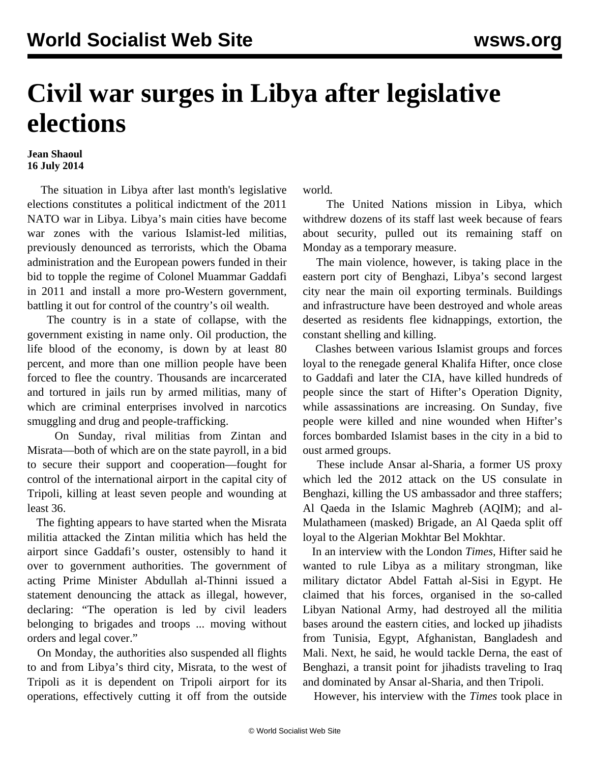# Civil war surges in Libya after legislative elections

**Jean Shaoul**
**16 July 2014**

The situation in Libya after last month's legislative elections constitutes a political indictment of the 2011 NATO war in Libya. Libya's main cities have become war zones with the various Islamist-led militias, previously denounced as terrorists, which the Obama administration and the European powers funded in their bid to topple the regime of Colonel Muammar Gaddafi in 2011 and install a more pro-Western government, battling it out for control of the country's oil wealth.

The country is in a state of collapse, with the government existing in name only. Oil production, the life blood of the economy, is down by at least 80 percent, and more than one million people have been forced to flee the country. Thousands are incarcerated and tortured in jails run by armed militias, many of which are criminal enterprises involved in narcotics smuggling and drug and people-trafficking.

On Sunday, rival militias from Zintan and Misrata—both of which are on the state payroll, in a bid to secure their support and cooperation—fought for control of the international airport in the capital city of Tripoli, killing at least seven people and wounding at least 36.

The fighting appears to have started when the Misrata militia attacked the Zintan militia which has held the airport since Gaddafi's ouster, ostensibly to hand it over to government authorities. The government of acting Prime Minister Abdullah al-Thinni issued a statement denouncing the attack as illegal, however, declaring: "The operation is led by civil leaders belonging to brigades and troops ... moving without orders and legal cover."

On Monday, the authorities also suspended all flights to and from Libya's third city, Misrata, to the west of Tripoli as it is dependent on Tripoli airport for its operations, effectively cutting it off from the outside world.

The United Nations mission in Libya, which withdrew dozens of its staff last week because of fears about security, pulled out its remaining staff on Monday as a temporary measure.

The main violence, however, is taking place in the eastern port city of Benghazi, Libya's second largest city near the main oil exporting terminals. Buildings and infrastructure have been destroyed and whole areas deserted as residents flee kidnappings, extortion, the constant shelling and killing.

Clashes between various Islamist groups and forces loyal to the renegade general Khalifa Hifter, once close to Gaddafi and later the CIA, have killed hundreds of people since the start of Hifter's Operation Dignity, while assassinations are increasing. On Sunday, five people were killed and nine wounded when Hifter's forces bombarded Islamist bases in the city in a bid to oust armed groups.

These include Ansar al-Sharia, a former US proxy which led the 2012 attack on the US consulate in Benghazi, killing the US ambassador and three staffers; Al Qaeda in the Islamic Maghreb (AQIM); and al-Mulathameen (masked) Brigade, an Al Qaeda split off loyal to the Algerian Mokhtar Bel Mokhtar.

In an interview with the London *Times,* Hifter said he wanted to rule Libya as a military strongman, like military dictator Abdel Fattah al-Sisi in Egypt. He claimed that his forces, organised in the so-called Libyan National Army, had destroyed all the militia bases around the eastern cities, and locked up jihadists from Tunisia, Egypt, Afghanistan, Bangladesh and Mali. Next, he said, he would tackle Derna, the east of Benghazi, a transit point for jihadists traveling to Iraq and dominated by Ansar al-Sharia, and then Tripoli.

However, his interview with the *Times* took place in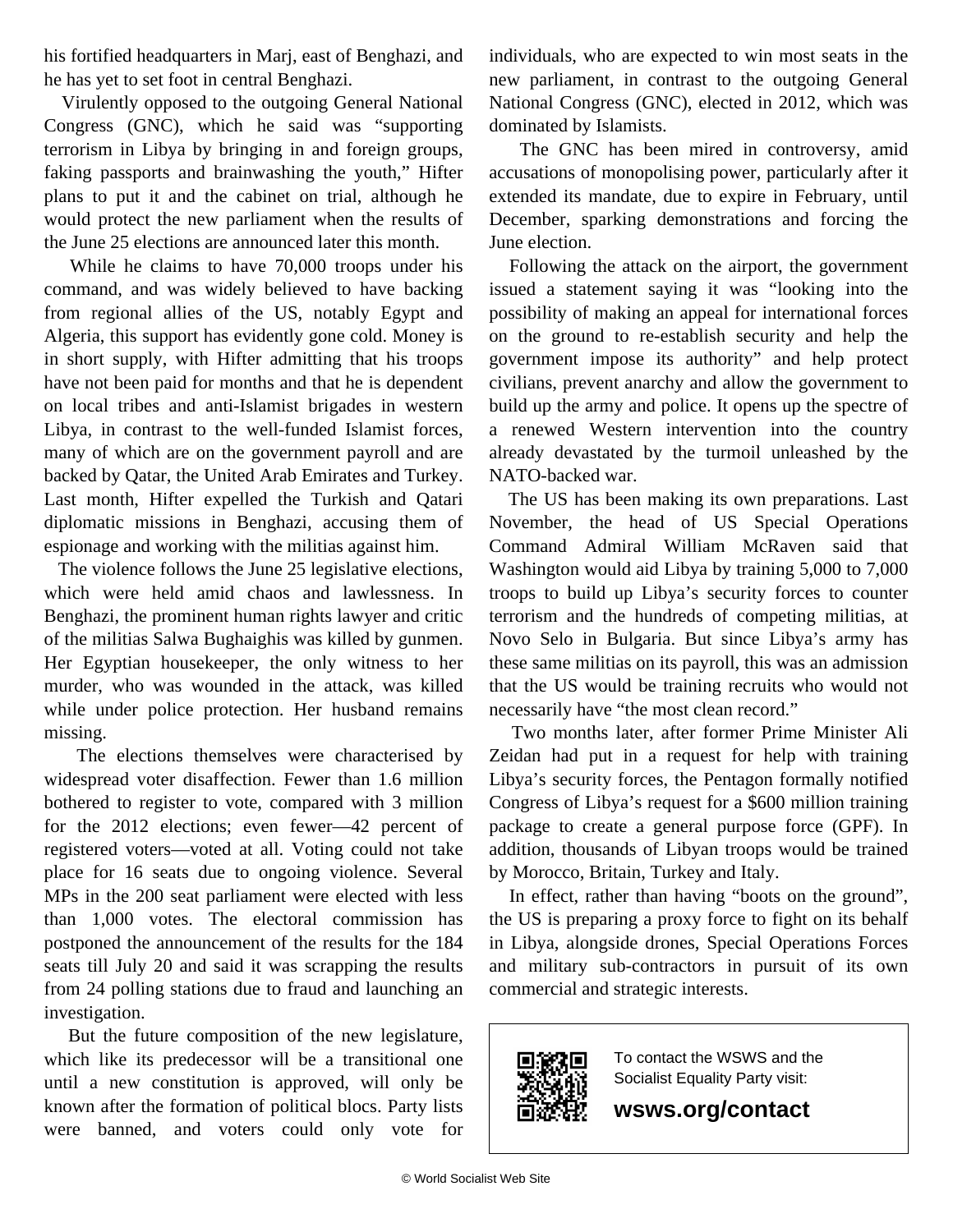his fortified headquarters in Marj, east of Benghazi, and he has yet to set foot in central Benghazi.

Virulently opposed to the outgoing General National Congress (GNC), which he said was "supporting terrorism in Libya by bringing in and foreign groups, faking passports and brainwashing the youth," Hifter plans to put it and the cabinet on trial, although he would protect the new parliament when the results of the June 25 elections are announced later this month.

While he claims to have 70,000 troops under his command, and was widely believed to have backing from regional allies of the US, notably Egypt and Algeria, this support has evidently gone cold. Money is in short supply, with Hifter admitting that his troops have not been paid for months and that he is dependent on local tribes and anti-Islamist brigades in western Libya, in contrast to the well-funded Islamist forces, many of which are on the government payroll and are backed by Qatar, the United Arab Emirates and Turkey. Last month, Hifter expelled the Turkish and Qatari diplomatic missions in Benghazi, accusing them of espionage and working with the militias against him.

The violence follows the June 25 legislative elections, which were held amid chaos and lawlessness. In Benghazi, the prominent human rights lawyer and critic of the militias Salwa Bughaighis was killed by gunmen. Her Egyptian housekeeper, the only witness to her murder, who was wounded in the attack, was killed while under police protection. Her husband remains missing.

The elections themselves were characterised by widespread voter disaffection. Fewer than 1.6 million bothered to register to vote, compared with 3 million for the 2012 elections; even fewer—42 percent of registered voters—voted at all. Voting could not take place for 16 seats due to ongoing violence. Several MPs in the 200 seat parliament were elected with less than 1,000 votes. The electoral commission has postponed the announcement of the results for the 184 seats till July 20 and said it was scrapping the results from 24 polling stations due to fraud and launching an investigation.

But the future composition of the new legislature, which like its predecessor will be a transitional one until a new constitution is approved, will only be known after the formation of political blocs. Party lists were banned, and voters could only vote for individuals, who are expected to win most seats in the new parliament, in contrast to the outgoing General National Congress (GNC), elected in 2012, which was dominated by Islamists.

The GNC has been mired in controversy, amid accusations of monopolising power, particularly after it extended its mandate, due to expire in February, until December, sparking demonstrations and forcing the June election.

Following the attack on the airport, the government issued a statement saying it was "looking into the possibility of making an appeal for international forces on the ground to re-establish security and help the government impose its authority" and help protect civilians, prevent anarchy and allow the government to build up the army and police. It opens up the spectre of a renewed Western intervention into the country already devastated by the turmoil unleashed by the NATO-backed war.

The US has been making its own preparations. Last November, the head of US Special Operations Command Admiral William McRaven said that Washington would aid Libya by training 5,000 to 7,000 troops to build up Libya's security forces to counter terrorism and the hundreds of competing militias, at Novo Selo in Bulgaria. But since Libya's army has these same militias on its payroll, this was an admission that the US would be training recruits who would not necessarily have "the most clean record."

Two months later, after former Prime Minister Ali Zeidan had put in a request for help with training Libya's security forces, the Pentagon formally notified Congress of Libya's request for a $600 million training package to create a general purpose force (GPF). In addition, thousands of Libyan troops would be trained by Morocco, Britain, Turkey and Italy.

In effect, rather than having "boots on the ground", the US is preparing a proxy force to fight on its behalf in Libya, alongside drones, Special Operations Forces and military sub-contractors in pursuit of its own commercial and strategic interests.

To contact the WSWS and the Socialist Equality Party visit:

**wsws.org/contact**